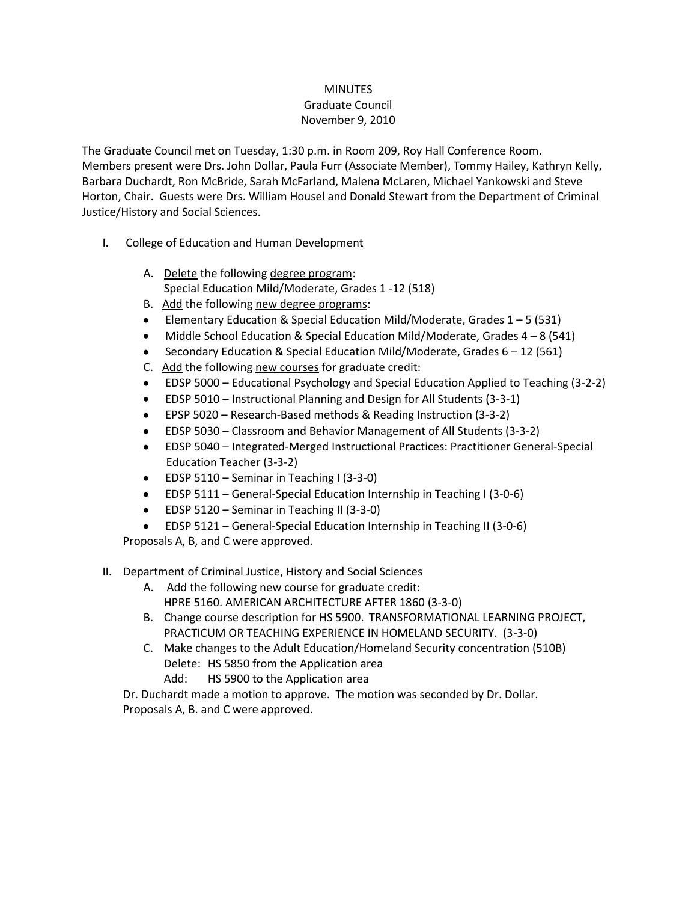# MINUTES
## Graduate Council
## November 9, 2010

The Graduate Council met on Tuesday, 1:30 p.m. in Room 209, Roy Hall Conference Room. Members present were Drs. John Dollar, Paula Furr (Associate Member), Tommy Hailey, Kathryn Kelly, Barbara Duchardt, Ron McBride, Sarah McFarland, Malena McLaren, Michael Yankowski and Steve Horton, Chair. Guests were Drs. William Housel and Donald Stewart from the Department of Criminal Justice/History and Social Sciences.

I. College of Education and Human Development

   A. <u>Delete</u> the following <u>degree program</u>:
      Special Education Mild/Moderate, Grades 1 -12 (518)

   B. <u>Add</u> the following <u>new degree programs</u>:
   - Elementary Education & Special Education Mild/Moderate, Grades 1 – 5 (531)
   - Middle School Education & Special Education Mild/Moderate, Grades 4 – 8 (541)
   - Secondary Education & Special Education Mild/Moderate, Grades 6 – 12 (561)

   C. <u>Add</u> the following <u>new courses</u> for graduate credit:
   - EDSP 5000 – Educational Psychology and Special Education Applied to Teaching (3-2-2)
   - EDSP 5010 – Instructional Planning and Design for All Students (3-3-1)
   - EPSP 5020 – Research-Based methods & Reading Instruction (3-3-2)
   - EDSP 5030 – Classroom and Behavior Management of All Students (3-3-2)
   - EDSP 5040 – Integrated-Merged Instructional Practices: Practitioner General-Special Education Teacher (3-3-2)
   - EDSP 5110 – Seminar in Teaching I (3-3-0)
   - EDSP 5111 – General-Special Education Internship in Teaching I (3-0-6)
   - EDSP 5120 – Seminar in Teaching II (3-3-0)
   - EDSP 5121 – General-Special Education Internship in Teaching II (3-0-6)

   Proposals A, B, and C were approved.

II. Department of Criminal Justice, History and Social Sciences

   A. Add the following new course for graduate credit:
      HPRE 5160. AMERICAN ARCHITECTURE AFTER 1860 (3-3-0)

   B. Change course description for HS 5900. TRANSFORMATIONAL LEARNING PROJECT, PRACTICUM OR TEACHING EXPERIENCE IN HOMELAND SECURITY. (3-3-0)

   C. Make changes to the Adult Education/Homeland Security concentration (510B)
      Delete: HS 5850 from the Application area
      Add: HS 5900 to the Application area

   Dr. Duchardt made a motion to approve. The motion was seconded by Dr. Dollar. Proposals A, B. and C were approved.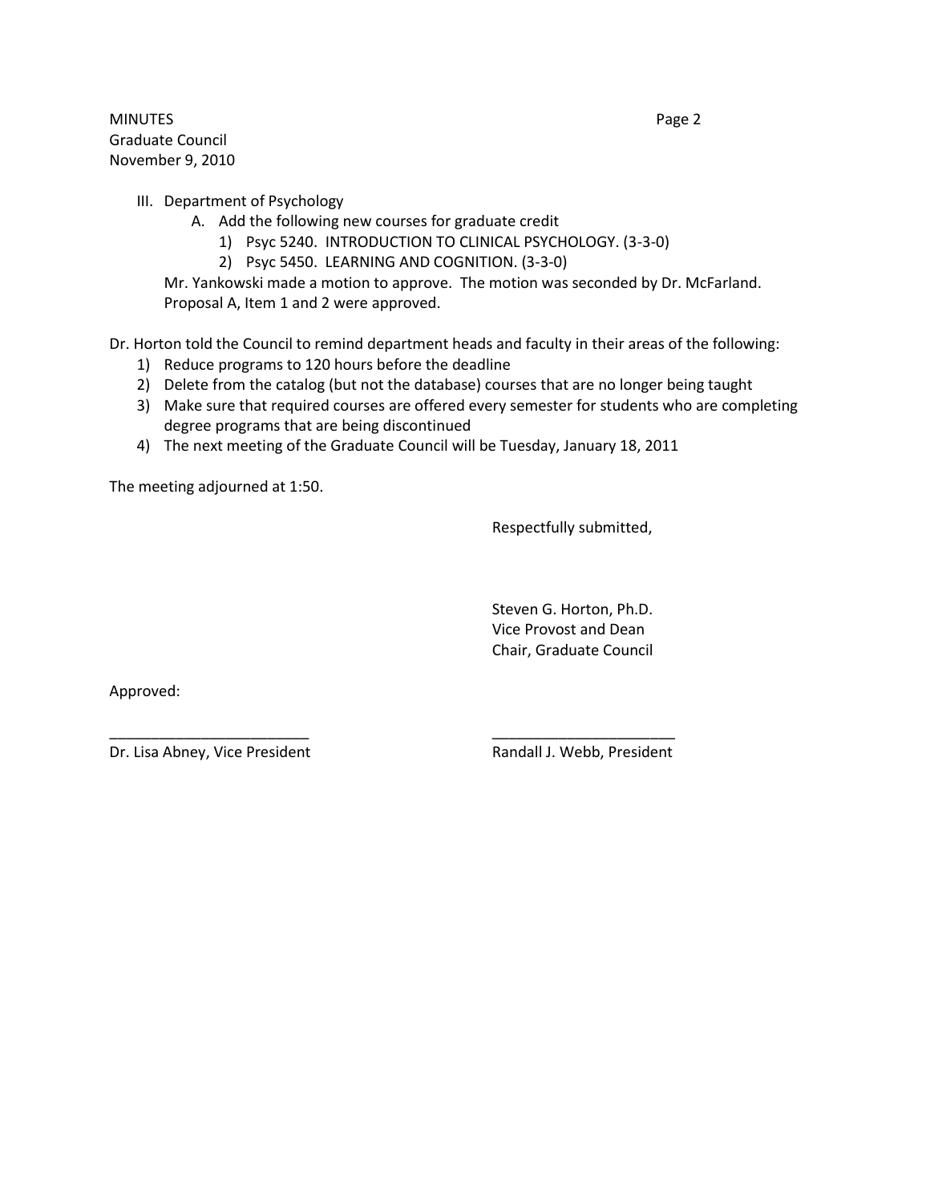III. Department of Psychology

A. Add the following new courses for graduate credit

1) Psyc 5240. INTRODUCTION TO CLINICAL PSYCHOLOGY. (3-3-0)
2) Psyc 5450. LEARNING AND COGNITION. (3-3-0)

Mr. Yankowski made a motion to approve. The motion was seconded by Dr. McFarland. Proposal A, Item 1 and 2 were approved.

Dr. Horton told the Council to remind department heads and faculty in their areas of the following:

1) Reduce programs to 120 hours before the deadline
2) Delete from the catalog (but not the database) courses that are no longer being taught
3) Make sure that required courses are offered every semester for students who are completing degree programs that are being discontinued
4) The next meeting of the Graduate Council will be Tuesday, January 18, 2011

The meeting adjourned at 1:50.

Respectfully submitted,

Steven G. Horton, Ph.D.
Vice Provost and Dean
Chair, Graduate Council

Approved:

________________________
Dr. Lisa Abney, Vice President

______________________
Randall J. Webb, President